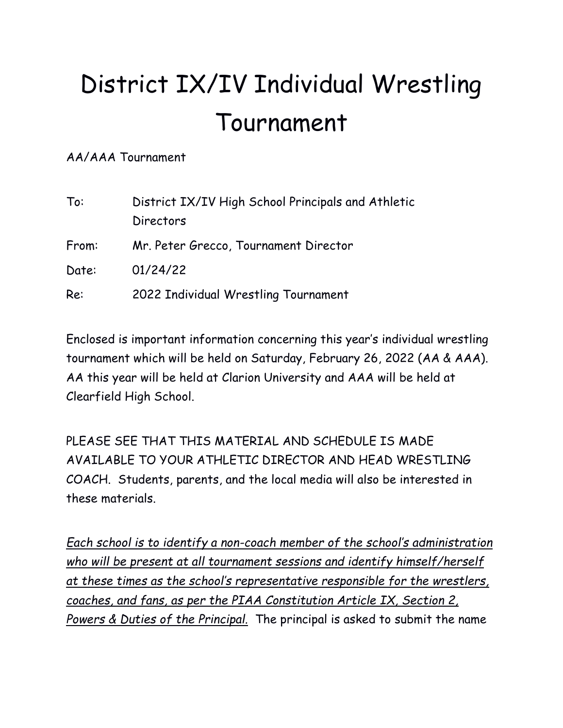# District IX/IV Individual Wrestling Tournament

AA/AAA Tournament

| | |
|---|---|
| To: | District IX/IV High School Principals and Athletic Directors |
| From: | Mr. Peter Grecco, Tournament Director |
| Date: | 01/24/22 |
| Re: | 2022 Individual Wrestling Tournament |

Enclosed is important information concerning this year's individual wrestling tournament which will be held on Saturday, February 26, 2022 (AA & AAA). AA this year will be held at Clarion University and AAA will be held at Clearfield High School.

PLEASE SEE THAT THIS MATERIAL AND SCHEDULE IS MADE AVAILABLE TO YOUR ATHLETIC DIRECTOR AND HEAD WRESTLING COACH. Students, parents, and the local media will also be interested in these materials.

<u>*Each school is to identify a non-coach member of the school's administration who will be present at all tournament sessions and identify himself/herself at these times as the school's representative responsible for the wrestlers, coaches, and fans, as per the PIAA Constitution Article IX, Section 2, Powers & Duties of the Principal.*</u> The principal is asked to submit the name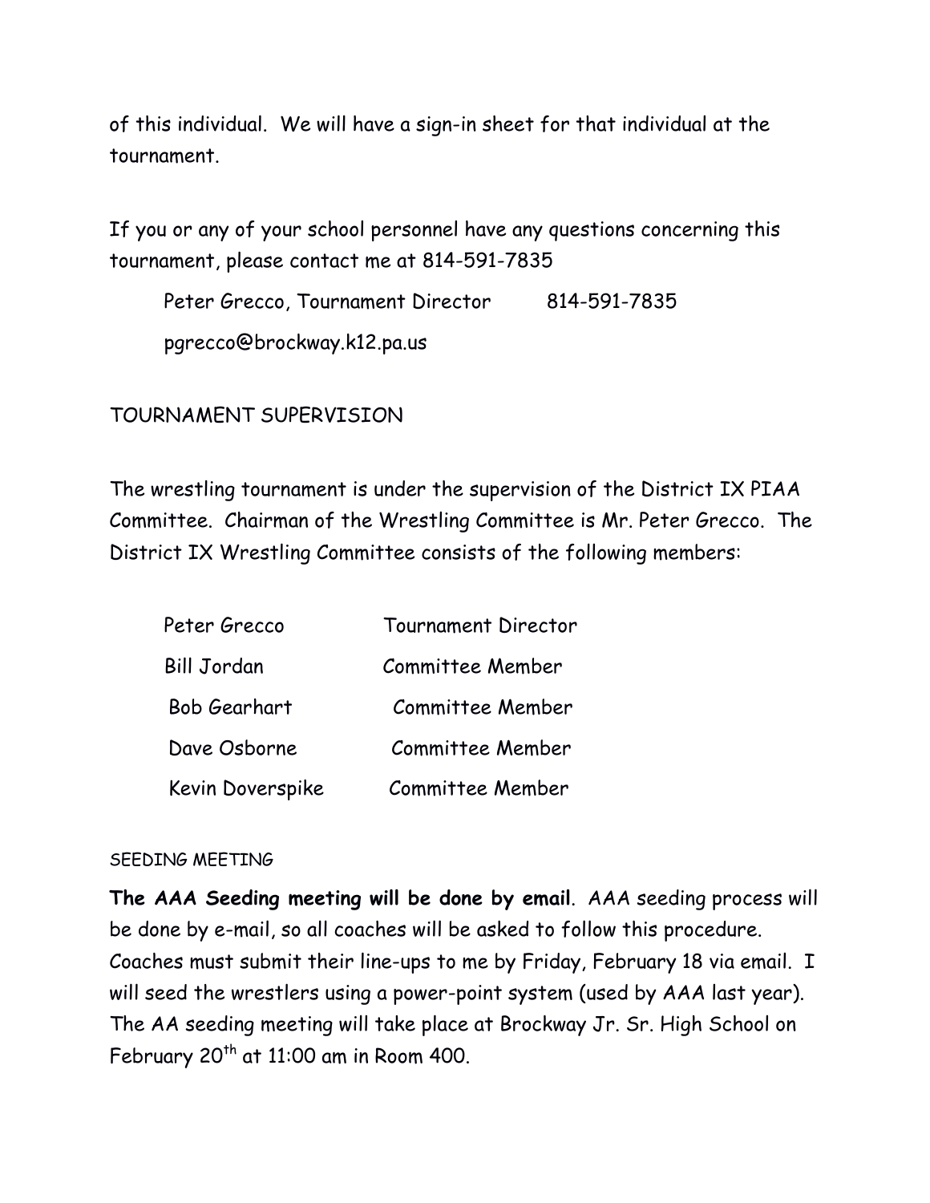of this individual. We will have a sign-in sheet for that individual at the tournament.

If you or any of your school personnel have any questions concerning this tournament, please contact me at 814-591-7835

Peter Grecco, Tournament Director 814-591-7835

pgrecco@brockway.k12.pa.us

## TOURNAMENT SUPERVISION

The wrestling tournament is under the supervision of the District IX PIAA Committee. Chairman of the Wrestling Committee is Mr. Peter Grecco. The District IX Wrestling Committee consists of the following members:

| | |
|---|---|
| Peter Grecco | Tournament Director |
| Bill Jordan | Committee Member |
| Bob Gearhart | Committee Member |
| Dave Osborne | Committee Member |
| Kevin Doverspike | Committee Member |

## SEEDING MEETING

**The AAA Seeding meeting will be done by email**. AAA seeding process will be done by e-mail, so all coaches will be asked to follow this procedure. Coaches must submit their line-ups to me by Friday, February 18 via email. I will seed the wrestlers using a power-point system (used by AAA last year). The AA seeding meeting will take place at Brockway Jr. Sr. High School on February 20th at 11:00 am in Room 400.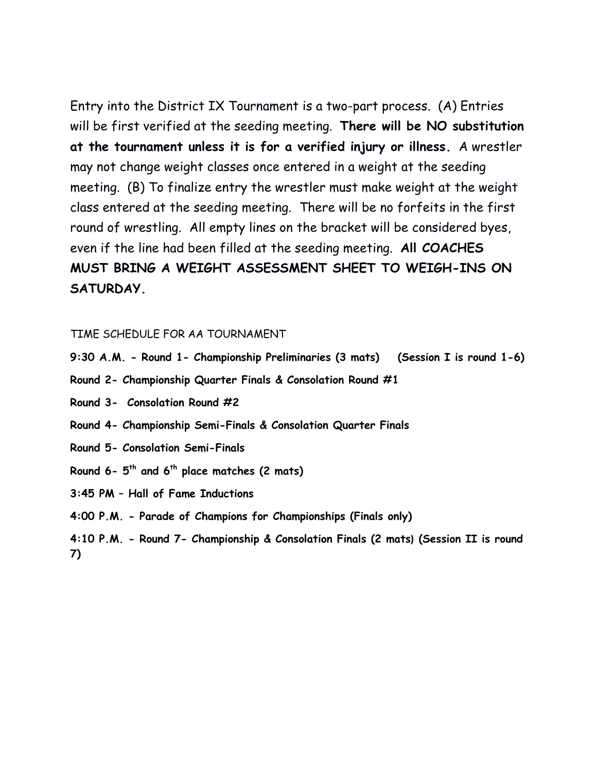Entry into the District IX Tournament is a two-part process. (A) Entries will be first verified at the seeding meeting. **There will be NO substitution at the tournament unless it is for a verified injury or illness.** A wrestler may not change weight classes once entered in a weight at the seeding meeting. (B) To finalize entry the wrestler must make weight at the weight class entered at the seeding meeting. There will be no forfeits in the first round of wrestling. All empty lines on the bracket will be considered byes, even if the line had been filled at the seeding meeting. **All COACHES MUST BRING A WEIGHT ASSESSMENT SHEET TO WEIGH-INS ON SATURDAY.**

TIME SCHEDULE FOR AA TOURNAMENT

**9:30 A.M. - Round 1- Championship Preliminaries (3 mats) (Session I is round 1-6)**

**Round 2- Championship Quarter Finals & Consolation Round #1**

**Round 3- Consolation Round #2**

**Round 4- Championship Semi-Finals & Consolation Quarter Finals**

**Round 5- Consolation Semi-Finals**

**Round 6- 5th and 6th place matches (2 mats)**

**3:45 PM – Hall of Fame Inductions**

**4:00 P.M. - Parade of Champions for Championships (Finals only)**

**4:10 P.M. - Round 7- Championship & Consolation Finals (2 mats) (Session II is round 7)**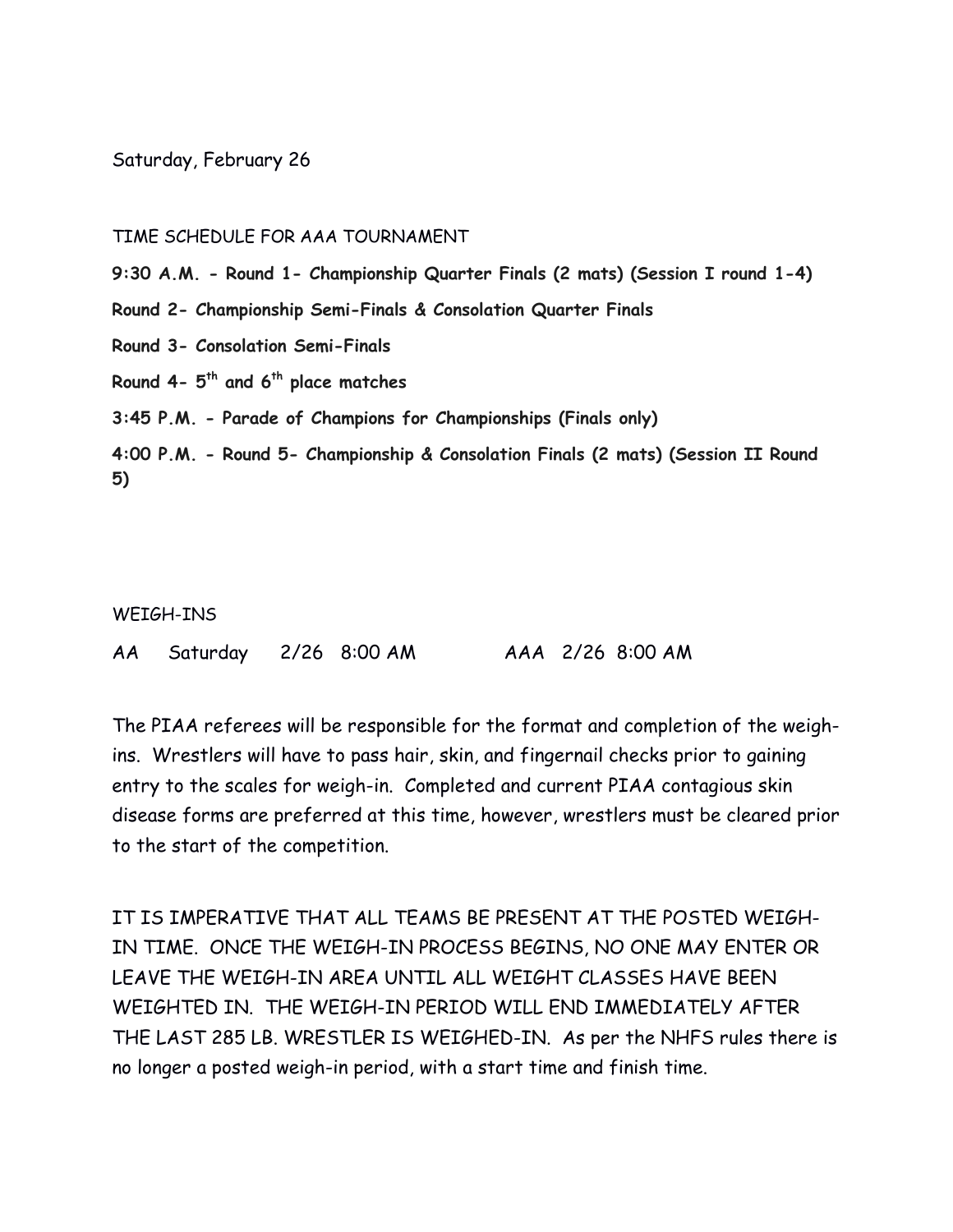Saturday, February 26

TIME SCHEDULE FOR AAA TOURNAMENT

**9:30 A.M. - Round 1- Championship Quarter Finals (2 mats) (Session I round 1-4)**

**Round 2- Championship Semi-Finals & Consolation Quarter Finals**

**Round 3- Consolation Semi-Finals**

**Round 4- 5th and 6th place matches**

**3:45 P.M. - Parade of Champions for Championships (Finals only)**

**4:00 P.M. - Round 5- Championship & Consolation Finals (2 mats) (Session II Round 5)**

WEIGH-INS

AA Saturday 2/26 8:00 AM AAA 2/26 8:00 AM

The PIAA referees will be responsible for the format and completion of the weigh-ins. Wrestlers will have to pass hair, skin, and fingernail checks prior to gaining entry to the scales for weigh-in. Completed and current PIAA contagious skin disease forms are preferred at this time, however, wrestlers must be cleared prior to the start of the competition.

IT IS IMPERATIVE THAT ALL TEAMS BE PRESENT AT THE POSTED WEIGH-IN TIME. ONCE THE WEIGH-IN PROCESS BEGINS, NO ONE MAY ENTER OR LEAVE THE WEIGH-IN AREA UNTIL ALL WEIGHT CLASSES HAVE BEEN WEIGHTED IN. THE WEIGH-IN PERIOD WILL END IMMEDIATELY AFTER THE LAST 285 LB. WRESTLER IS WEIGHED-IN. As per the NHFS rules there is no longer a posted weigh-in period, with a start time and finish time.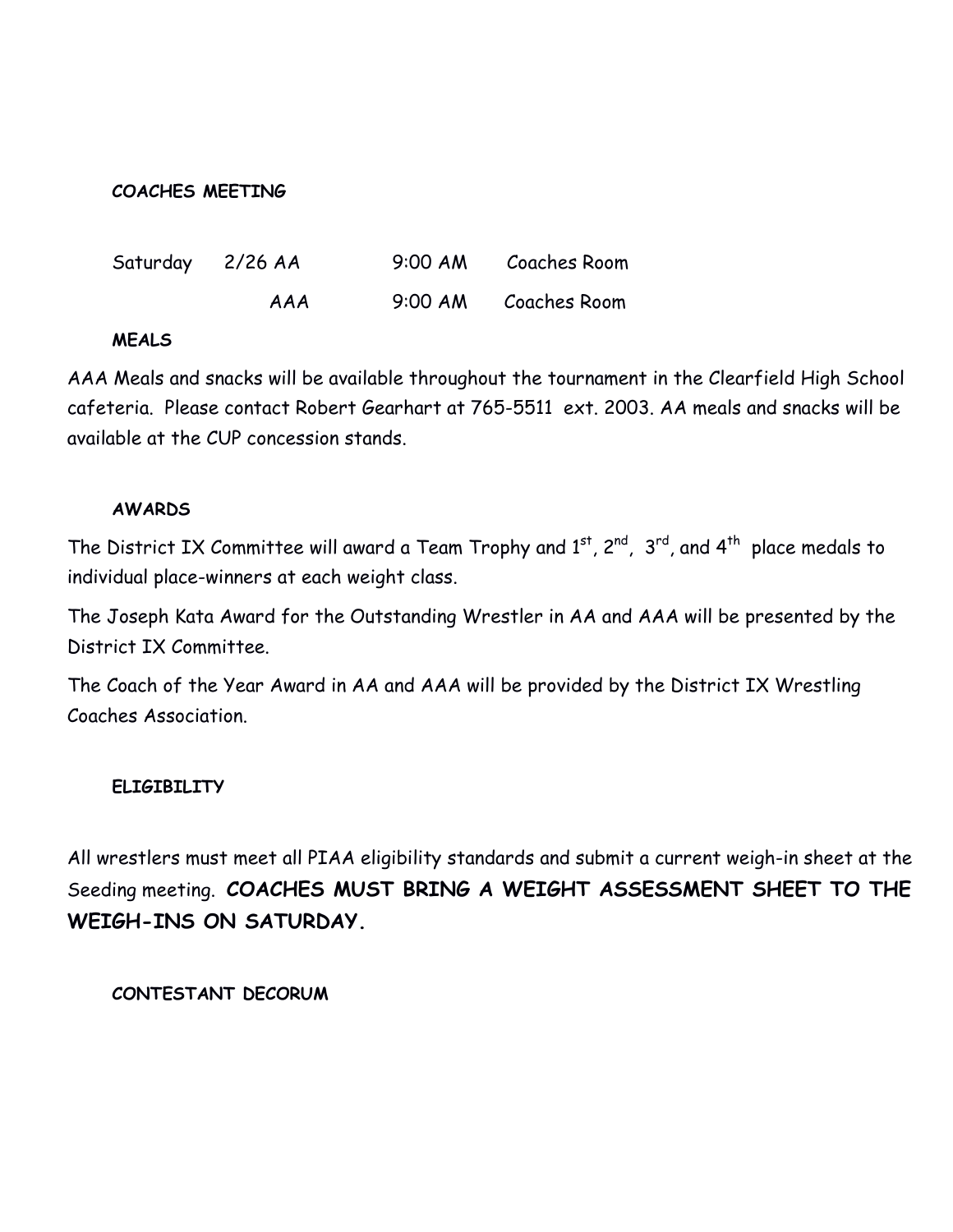**COACHES MEETING**

| | | | |
|---|---|---|---|
| Saturday 2/26 | AA | 9:00 AM | Coaches Room |
| | AAA | 9:00 AM | Coaches Room |

**MEALS**

AAA Meals and snacks will be available throughout the tournament in the Clearfield High School cafeteria. Please contact Robert Gearhart at 765-5511 ext. 2003. AA meals and snacks will be available at the CUP concession stands.

**AWARDS**

The District IX Committee will award a Team Trophy and 1st, 2nd, 3rd, and 4th place medals to individual place-winners at each weight class.

The Joseph Kata Award for the Outstanding Wrestler in AA and AAA will be presented by the District IX Committee.

The Coach of the Year Award in AA and AAA will be provided by the District IX Wrestling Coaches Association.

**ELIGIBILITY**

All wrestlers must meet all PIAA eligibility standards and submit a current weigh-in sheet at the Seeding meeting. **COACHES MUST BRING A WEIGHT ASSESSMENT SHEET TO THE WEIGH-INS ON SATURDAY.**

**CONTESTANT DECORUM**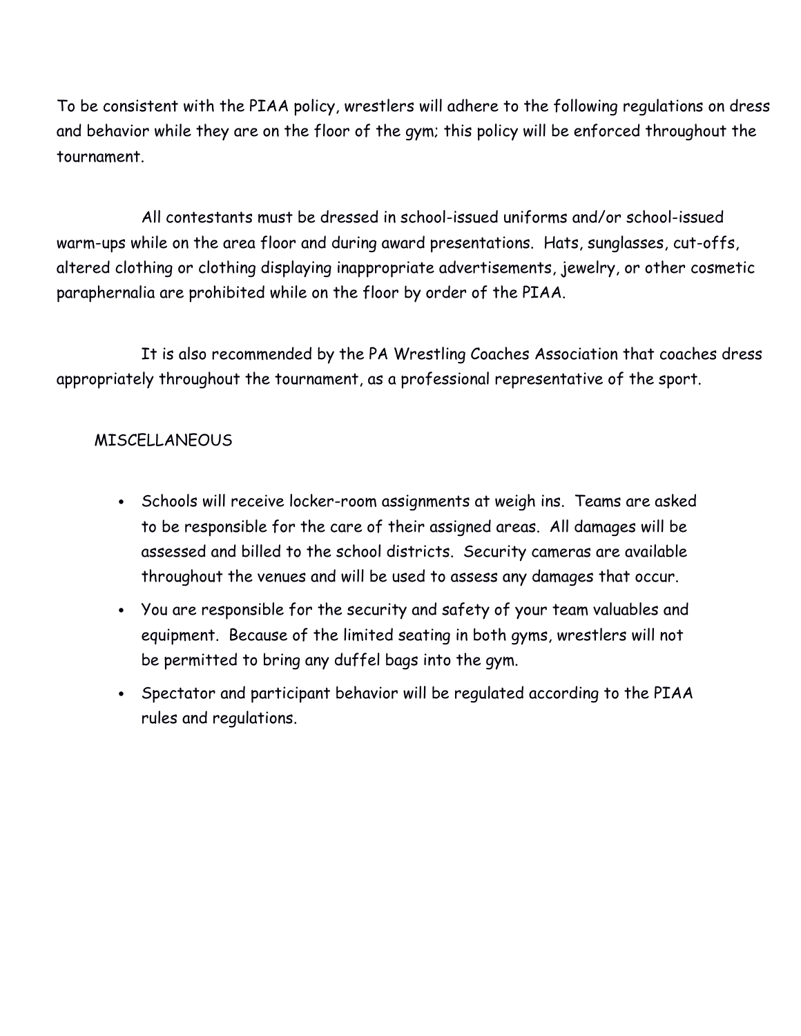To be consistent with the PIAA policy, wrestlers will adhere to the following regulations on dress and behavior while they are on the floor of the gym; this policy will be enforced throughout the tournament.

All contestants must be dressed in school-issued uniforms and/or school-issued warm-ups while on the area floor and during award presentations. Hats, sunglasses, cut-offs, altered clothing or clothing displaying inappropriate advertisements, jewelry, or other cosmetic paraphernalia are prohibited while on the floor by order of the PIAA.

It is also recommended by the PA Wrestling Coaches Association that coaches dress appropriately throughout the tournament, as a professional representative of the sport.

## MISCELLANEOUS

- Schools will receive locker-room assignments at weigh ins. Teams are asked to be responsible for the care of their assigned areas. All damages will be assessed and billed to the school districts. Security cameras are available throughout the venues and will be used to assess any damages that occur.
- You are responsible for the security and safety of your team valuables and equipment. Because of the limited seating in both gyms, wrestlers will not be permitted to bring any duffel bags into the gym.
- Spectator and participant behavior will be regulated according to the PIAA rules and regulations.